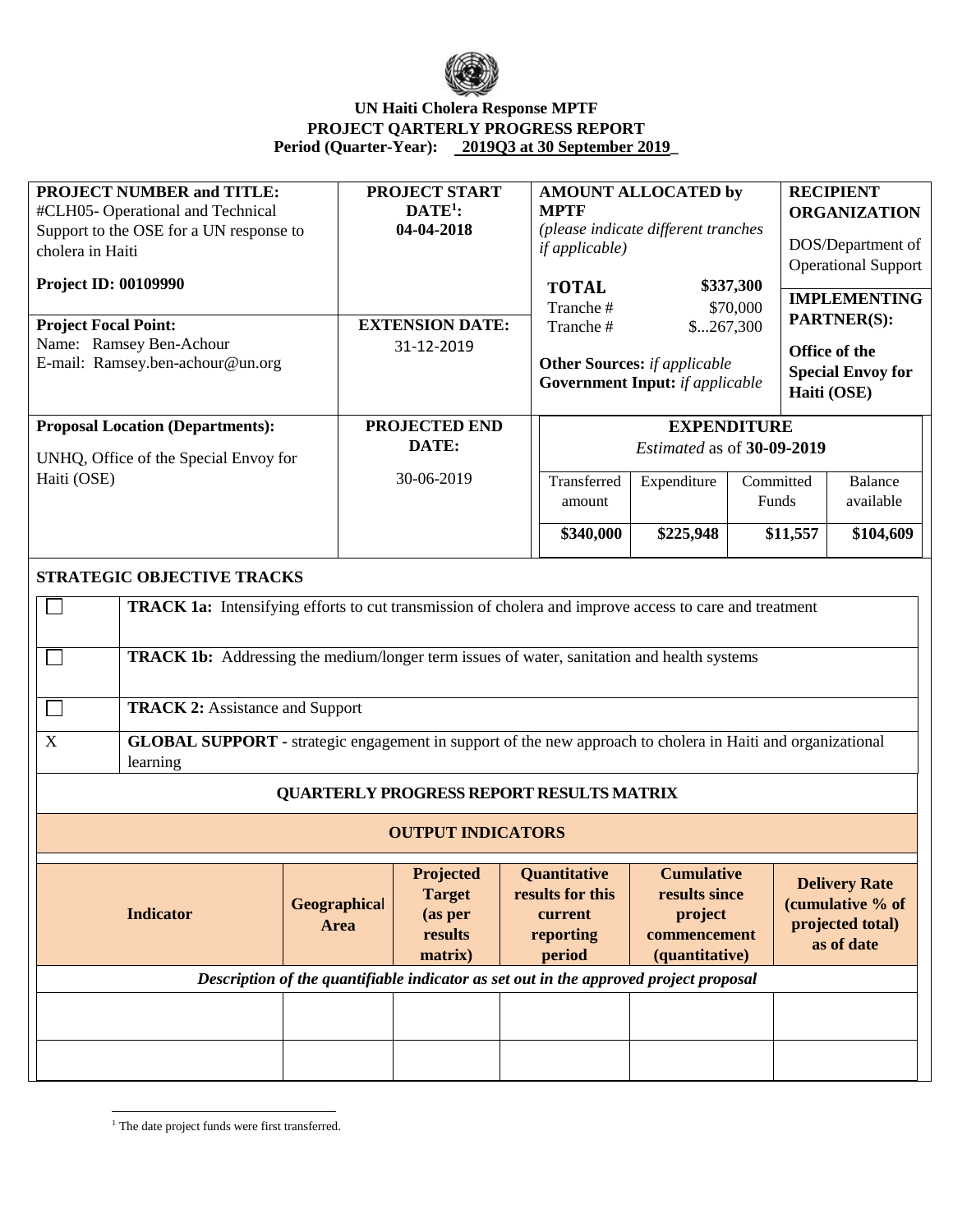**UN Haiti Cholera Response MPTF**
**PROJECT QARTERLY PROGRESS REPORT**
**Period (Quarter-Year): 2019Q3 at 30 September 2019**

| **PROJECT NUMBER and TITLE:** #CLH05- Operational and Technical Support to the OSE for a UN response to cholera in Haiti<br><br>**Project ID: 00109990** | **PROJECT START DATE[1]:** **04-04-2018** | **AMOUNT ALLOCATED by MPTF** *(please indicate different tranches if applicable)*<br><br>**TOTAL** **$337,300**<br>Tranche # $70,000<br>Tranche # $...267,300<br><br>**Other Sources:** *if applicable*<br>**Government Input:** *if applicable* | **RECIPIENT ORGANIZATION**<br>DOS/Department of Operational Support<br><br>**IMPLEMENTING PARTNER(S):**<br>**Office of the Special Envoy for Haiti (OSE)** |
|---|---|---|---|
| **Project Focal Point:**<br>Name: Ramsey Ben-Achour<br>E-mail: Ramsey.ben-achour@un.org | **EXTENSION DATE:** 31-12-2019 | | |
| **Proposal Location (Departments):**<br>UNHQ, Office of the Special Envoy for Haiti (OSE) | **PROJECTED END DATE:** 30-06-2019 | **EXPENDITURE** *Estimated* as of **30-09-2019** | |

| Transferred amount | Expenditure | Committed Funds | Balance available |
|---|---|---|---|
| **$340,000** | **$225,948** | **$11,557** | **$104,609** |

## STRATEGIC OBJECTIVE TRACKS

| | |
|---|---|
| ☐ | **TRACK 1a:** Intensifying efforts to cut transmission of cholera and improve access to care and treatment |
| ☐ | **TRACK 1b:** Addressing the medium/longer term issues of water, sanitation and health systems |
| ☐ | **TRACK 2:** Assistance and Support |
| X | **GLOBAL SUPPORT** - strategic engagement in support of the new approach to cholera in Haiti and organizational learning |

## QUARTERLY PROGRESS REPORT RESULTS MATRIX

### OUTPUT INDICATORS

| Indicator | Geographical Area | Projected Target (as per results matrix) | Quantitative results for this current reporting period | Cumulative results since project commencement (quantitative) | Delivery Rate (cumulative % of projected total) as of date |
|---|---|---|---|---|---|
| *Description of the quantifiable indicator as set out in the approved project proposal* | | | | | |
| | | | | | |
| | | | | | |

[1] The date project funds were first transferred.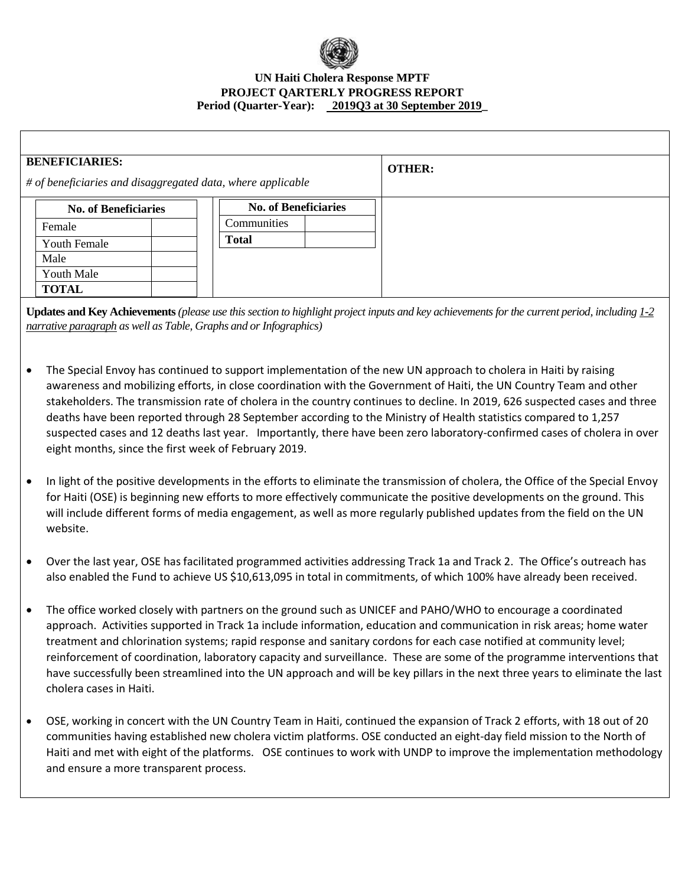**UN Haiti Cholera Response MPTF**
**PROJECT QARTERLY PROGRESS REPORT**
**Period (Quarter-Year): 2019Q3 at 30 September 2019**

**BENEFICIARIES:**

*# of beneficiaries and disaggregated data, where applicable*

| No. of Beneficiaries | |
|---|---|
| Female | |
| Youth Female | |
| Male | |
| Youth Male | |
| **TOTAL** | |

| No. of Beneficiaries | |
|---|---|
| Communities | |
| **Total** | |

**OTHER:**

**Updates and Key Achievements** *(please use this section to highlight project inputs and key achievements for the current period, including 1-2 narrative paragraph as well as Table, Graphs and or Infographics)*

- The Special Envoy has continued to support implementation of the new UN approach to cholera in Haiti by raising awareness and mobilizing efforts, in close coordination with the Government of Haiti, the UN Country Team and other stakeholders. The transmission rate of cholera in the country continues to decline. In 2019, 626 suspected cases and three deaths have been reported through 28 September according to the Ministry of Health statistics compared to 1,257 suspected cases and 12 deaths last year. Importantly, there have been zero laboratory-confirmed cases of cholera in over eight months, since the first week of February 2019.

- In light of the positive developments in the efforts to eliminate the transmission of cholera, the Office of the Special Envoy for Haiti (OSE) is beginning new efforts to more effectively communicate the positive developments on the ground. This will include different forms of media engagement, as well as more regularly published updates from the field on the UN website.

- Over the last year, OSE has facilitated programmed activities addressing Track 1a and Track 2. The Office's outreach has also enabled the Fund to achieve US $10,613,095 in total in commitments, of which 100% have already been received.

- The office worked closely with partners on the ground such as UNICEF and PAHO/WHO to encourage a coordinated approach. Activities supported in Track 1a include information, education and communication in risk areas; home water treatment and chlorination systems; rapid response and sanitary cordons for each case notified at community level; reinforcement of coordination, laboratory capacity and surveillance. These are some of the programme interventions that have successfully been streamlined into the UN approach and will be key pillars in the next three years to eliminate the last cholera cases in Haiti.

- OSE, working in concert with the UN Country Team in Haiti, continued the expansion of Track 2 efforts, with 18 out of 20 communities having established new cholera victim platforms. OSE conducted an eight-day field mission to the North of Haiti and met with eight of the platforms. OSE continues to work with UNDP to improve the implementation methodology and ensure a more transparent process.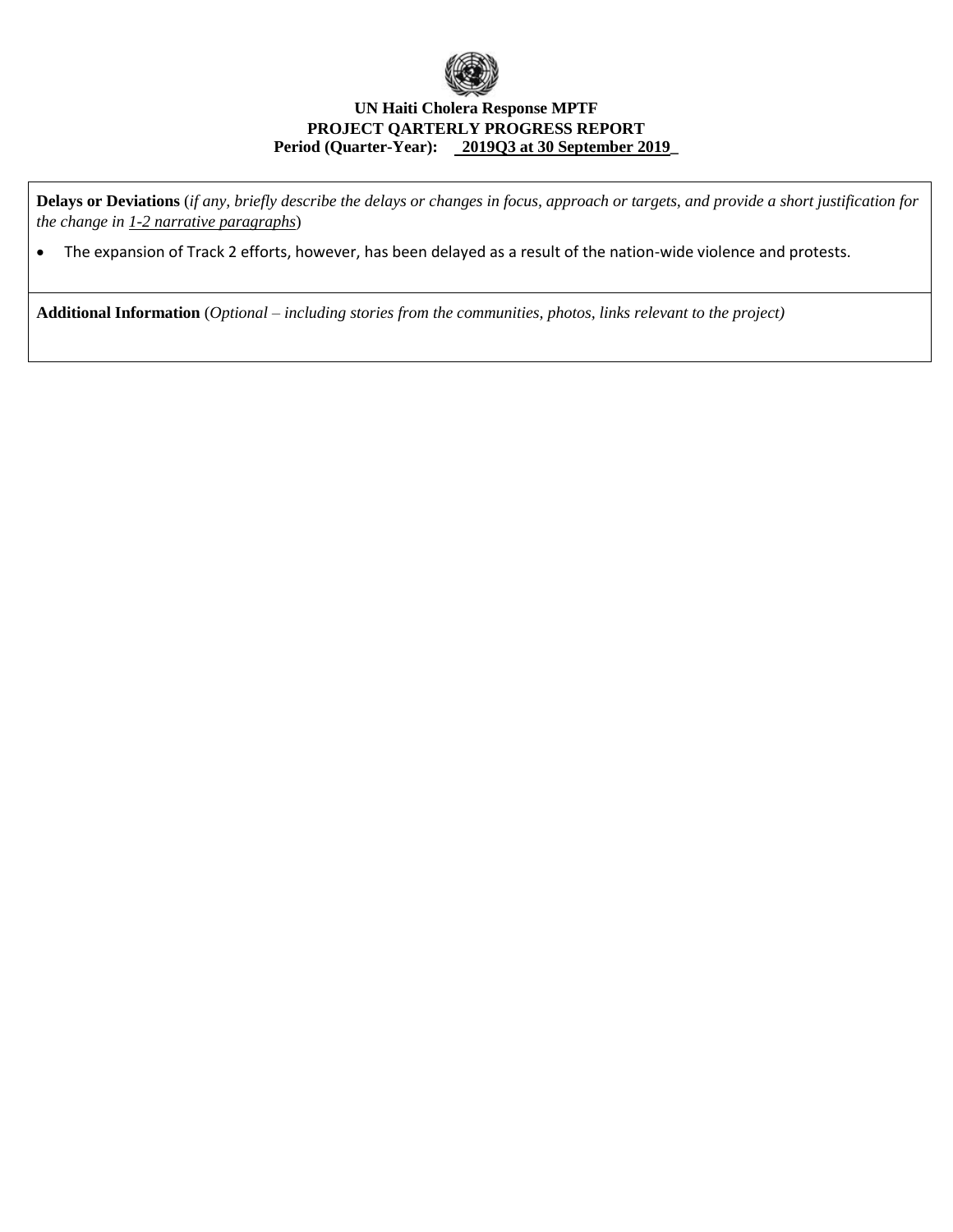**UN Haiti Cholera Response MPTF**
**PROJECT QARTERLY PROGRESS REPORT**
**Period (Quarter-Year): 2019Q3 at 30 September 2019**

**Delays or Deviations** (*if any, briefly describe the delays or changes in focus, approach or targets, and provide a short justification for the change in 1-2 narrative paragraphs*)

- The expansion of Track 2 efforts, however, has been delayed as a result of the nation-wide violence and protests.

**Additional Information** (*Optional – including stories from the communities, photos, links relevant to the project)*